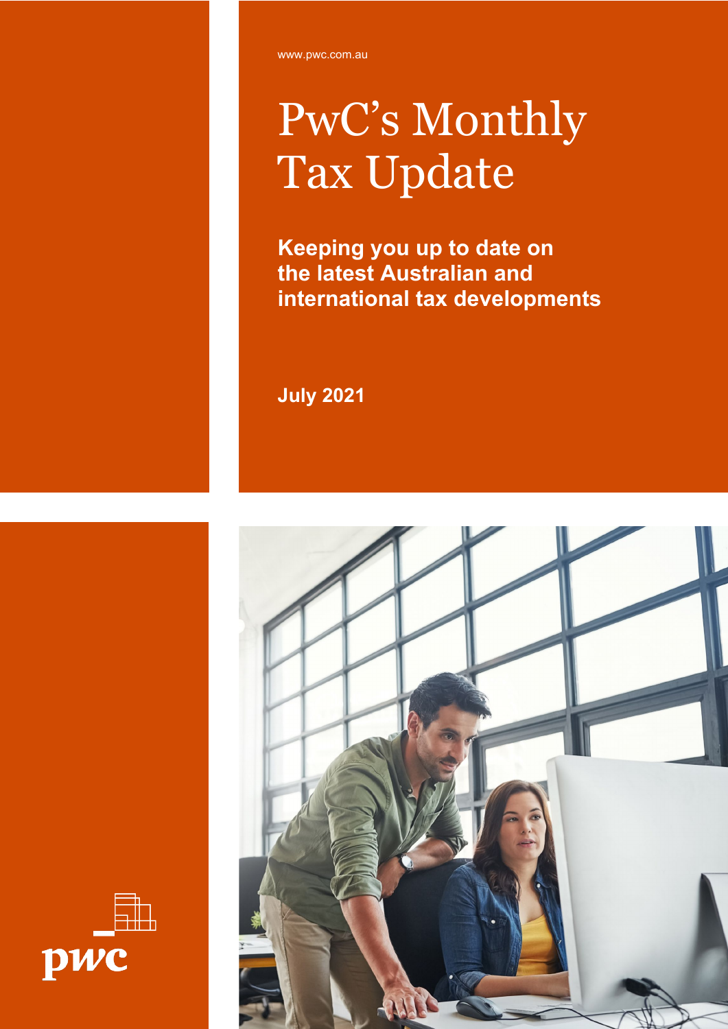www.pwc.com.au

# PwC's Monthly Tax Update

**Keeping you up to date on the latest Australian and international tax developments**

**July 2021**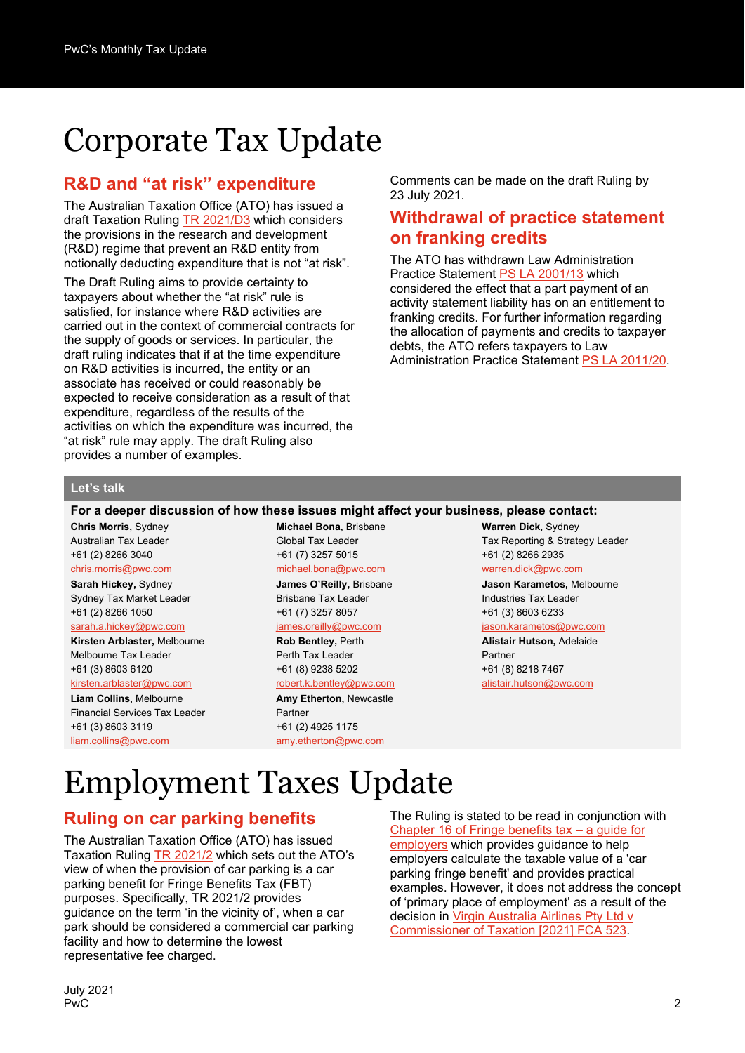# Corporate Tax Update

## R&D and "at risk" expenditure

The Australian Taxation Office (ATO) has issued a draft Taxation Ruling TR 2021/D3 which considers the provisions in the research and development (R&D) regime that prevent an R&D entity from notionally deducting expenditure that is not "at risk".

The Draft Ruling aims to provide certainty to taxpayers about whether the "at risk" rule is satisfied, for instance where R&D activities are carried out in the context of commercial contracts for the supply of goods or services. In particular, the draft ruling indicates that if at the time expenditure on R&D activities is incurred, the entity or an associate has received or could reasonably be expected to receive consideration as a result of that expenditure, regardless of the results of the activities on which the expenditure was incurred, the "at risk" rule may apply. The draft Ruling also provides a number of examples.

Comments can be made on the draft Ruling by 23 July 2021.

## Withdrawal of practice statement on franking credits

The ATO has withdrawn Law Administration Practice Statement PS LA 2001/13 which considered the effect that a part payment of an activity statement liability has on an entitlement to franking credits. For further information regarding the allocation of payments and credits to taxpayer debts, the ATO refers taxpayers to Law Administration Practice Statement PS LA 2011/20.

### Let's talk

**For a deeper discussion of how these issues might affect your business, please contact:**

**Chris Morris,** Sydney
Australian Tax Leader
+61 (2) 8266 3040
chris.morris@pwc.com

**Sarah Hickey,** Sydney
Sydney Tax Market Leader
+61 (2) 8266 1050
sarah.a.hickey@pwc.com

**Kirsten Arblaster,** Melbourne
Melbourne Tax Leader
+61 (3) 8603 6120
kirsten.arblaster@pwc.com

**Liam Collins,** Melbourne
Financial Services Tax Leader
+61 (3) 8603 3119
liam.collins@pwc.com

**Michael Bona,** Brisbane
Global Tax Leader
+61 (7) 3257 5015
michael.bona@pwc.com

**James O'Reilly,** Brisbane
Brisbane Tax Leader
+61 (7) 3257 8057
james.oreilly@pwc.com

**Rob Bentley,** Perth
Perth Tax Leader
+61 (8) 9238 5202
robert.k.bentley@pwc.com

**Amy Etherton,** Newcastle
Partner
+61 (2) 4925 1175
amy.etherton@pwc.com

**Warren Dick,** Sydney
Tax Reporting & Strategy Leader
+61 (2) 8266 2935
warren.dick@pwc.com

**Jason Karametos,** Melbourne
Industries Tax Leader
+61 (3) 8603 6233
jason.karametos@pwc.com

**Alistair Hutson,** Adelaide
Partner
+61 (8) 8218 7467
alistair.hutson@pwc.com

# Employment Taxes Update

## Ruling on car parking benefits

The Australian Taxation Office (ATO) has issued Taxation Ruling TR 2021/2 which sets out the ATO's view of when the provision of car parking is a car parking benefit for Fringe Benefits Tax (FBT) purposes. Specifically, TR 2021/2 provides guidance on the term 'in the vicinity of', when a car park should be considered a commercial car parking facility and how to determine the lowest representative fee charged.

The Ruling is stated to be read in conjunction with Chapter 16 of Fringe benefits tax – a guide for employers which provides guidance to help employers calculate the taxable value of a 'car parking fringe benefit' and provides practical examples. However, it does not address the concept of 'primary place of employment' as a result of the decision in Virgin Australia Airlines Pty Ltd v Commissioner of Taxation [2021] FCA 523.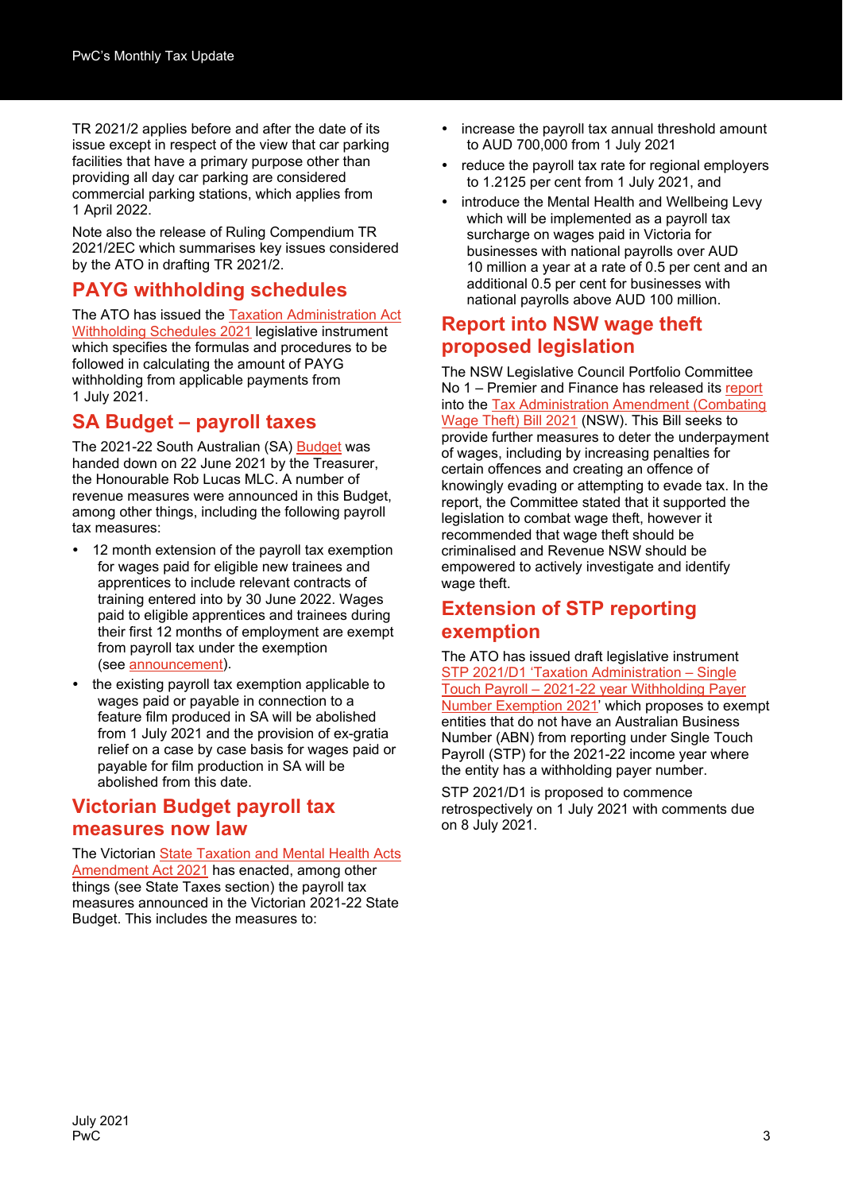TR 2021/2 applies before and after the date of its issue except in respect of the view that car parking facilities that have a primary purpose other than providing all day car parking are considered commercial parking stations, which applies from 1 April 2022.

Note also the release of Ruling Compendium TR 2021/2EC which summarises key issues considered by the ATO in drafting TR 2021/2.

## PAYG withholding schedules

The ATO has issued the Taxation Administration Act Withholding Schedules 2021 legislative instrument which specifies the formulas and procedures to be followed in calculating the amount of PAYG withholding from applicable payments from 1 July 2021.

## SA Budget – payroll taxes

The 2021-22 South Australian (SA) Budget was handed down on 22 June 2021 by the Treasurer, the Honourable Rob Lucas MLC. A number of revenue measures were announced in this Budget, among other things, including the following payroll tax measures:

- 12 month extension of the payroll tax exemption for wages paid for eligible new trainees and apprentices to include relevant contracts of training entered into by 30 June 2022. Wages paid to eligible apprentices and trainees during their first 12 months of employment are exempt from payroll tax under the exemption (see announcement).
- the existing payroll tax exemption applicable to wages paid or payable in connection to a feature film produced in SA will be abolished from 1 July 2021 and the provision of ex-gratia relief on a case by case basis for wages paid or payable for film production in SA will be abolished from this date.

## Victorian Budget payroll tax measures now law

The Victorian State Taxation and Mental Health Acts Amendment Act 2021 has enacted, among other things (see State Taxes section) the payroll tax measures announced in the Victorian 2021-22 State Budget. This includes the measures to:

- increase the payroll tax annual threshold amount to AUD 700,000 from 1 July 2021
- reduce the payroll tax rate for regional employers to 1.2125 per cent from 1 July 2021, and
- introduce the Mental Health and Wellbeing Levy which will be implemented as a payroll tax surcharge on wages paid in Victoria for businesses with national payrolls over AUD 10 million a year at a rate of 0.5 per cent and an additional 0.5 per cent for businesses with national payrolls above AUD 100 million.

## Report into NSW wage theft proposed legislation

The NSW Legislative Council Portfolio Committee No 1 – Premier and Finance has released its report into the Tax Administration Amendment (Combating Wage Theft) Bill 2021 (NSW). This Bill seeks to provide further measures to deter the underpayment of wages, including by increasing penalties for certain offences and creating an offence of knowingly evading or attempting to evade tax. In the report, the Committee stated that it supported the legislation to combat wage theft, however it recommended that wage theft should be criminalised and Revenue NSW should be empowered to actively investigate and identify wage theft.

## Extension of STP reporting exemption

The ATO has issued draft legislative instrument STP 2021/D1 'Taxation Administration – Single Touch Payroll – 2021-22 year Withholding Payer Number Exemption 2021' which proposes to exempt entities that do not have an Australian Business Number (ABN) from reporting under Single Touch Payroll (STP) for the 2021-22 income year where the entity has a withholding payer number.

STP 2021/D1 is proposed to commence retrospectively on 1 July 2021 with comments due on 8 July 2021.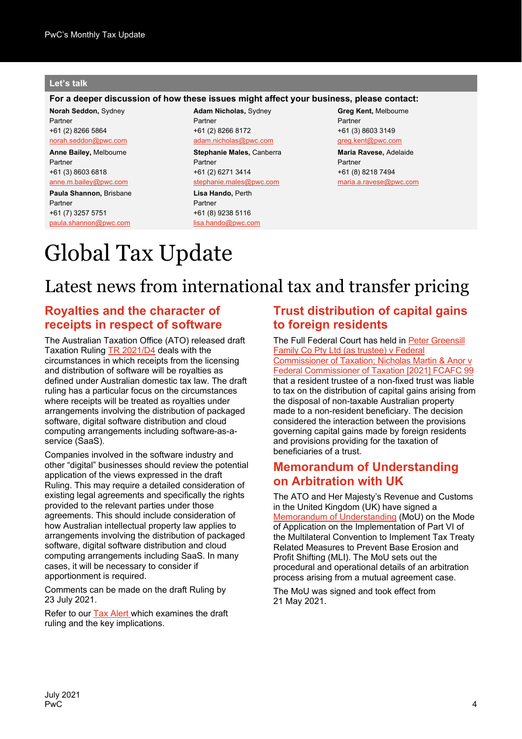## Let's talk

**For a deeper discussion of how these issues might affect your business, please contact:**

**Norah Seddon,** Sydney
Partner
+61 (2) 8266 5864
norah.seddon@pwc.com

**Adam Nicholas,** Sydney
Partner
+61 (2) 8266 8172
adam.nicholas@pwc.com

**Greg Kent,** Melbourne
Partner
+61 (3) 8603 3149
greg.kent@pwc.com

**Anne Bailey,** Melbourne
Partner
+61 (3) 8603 6818
anne.m.bailey@pwc.com

**Stephanie Males,** Canberra
Partner
+61 (2) 6271 3414
stephanie.males@pwc.com

**Maria Ravese,** Adelaide
Partner
+61 (8) 8218 7494
maria.a.ravese@pwc.com

**Paula Shannon,** Brisbane
Partner
+61 (7) 3257 5751
paula.shannon@pwc.com

**Lisa Hando,** Perth
Partner
+61 (8) 9238 5116
lisa.hando@pwc.com

# Global Tax Update

## Latest news from international tax and transfer pricing

### Royalties and the character of receipts in respect of software

The Australian Taxation Office (ATO) released draft Taxation Ruling TR 2021/D4 deals with the circumstances in which receipts from the licensing and distribution of software will be royalties as defined under Australian domestic tax law. The draft ruling has a particular focus on the circumstances where receipts will be treated as royalties under arrangements involving the distribution of packaged software, digital software distribution and cloud computing arrangements including software-as-a-service (SaaS).

Companies involved in the software industry and other "digital" businesses should review the potential application of the views expressed in the draft Ruling. This may require a detailed consideration of existing legal agreements and specifically the rights provided to the relevant parties under those agreements. This should include consideration of how Australian intellectual property law applies to arrangements involving the distribution of packaged software, digital software distribution and cloud computing arrangements including SaaS. In many cases, it will be necessary to consider if apportionment is required.

Comments can be made on the draft Ruling by 23 July 2021.

Refer to our Tax Alert which examines the draft ruling and the key implications.

### Trust distribution of capital gains to foreign residents

The Full Federal Court has held in Peter Greensill Family Co Pty Ltd (as trustee) v Federal Commissioner of Taxation; Nicholas Martin & Anor v Federal Commissioner of Taxation [2021] FCAFC 99 that a resident trustee of a non-fixed trust was liable to tax on the distribution of capital gains arising from the disposal of non-taxable Australian property made to a non-resident beneficiary. The decision considered the interaction between the provisions governing capital gains made by foreign residents and provisions providing for the taxation of beneficiaries of a trust.

### Memorandum of Understanding on Arbitration with UK

The ATO and Her Majesty's Revenue and Customs in the United Kingdom (UK) have signed a Memorandum of Understanding (MoU) on the Mode of Application on the Implementation of Part VI of the Multilateral Convention to Implement Tax Treaty Related Measures to Prevent Base Erosion and Profit Shifting (MLI). The MoU sets out the procedural and operational details of an arbitration process arising from a mutual agreement case.

The MoU was signed and took effect from 21 May 2021.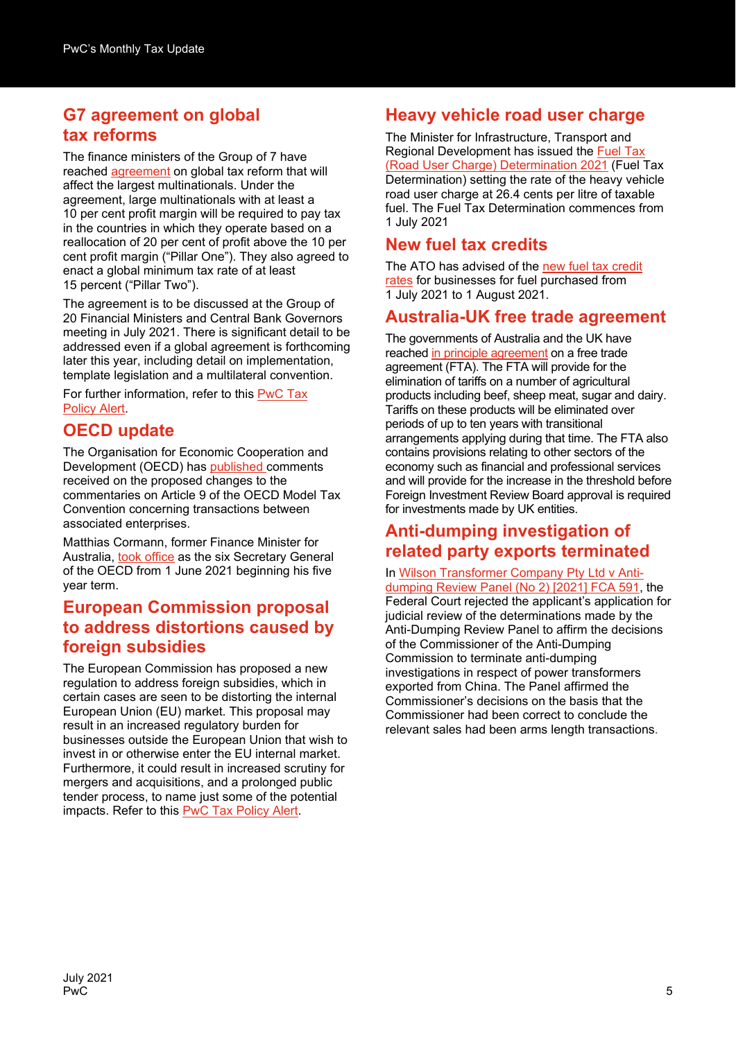## G7 agreement on global tax reforms

The finance ministers of the Group of 7 have reached agreement on global tax reform that will affect the largest multinationals. Under the agreement, large multinationals with at least a 10 per cent profit margin will be required to pay tax in the countries in which they operate based on a reallocation of 20 per cent of profit above the 10 per cent profit margin ("Pillar One"). They also agreed to enact a global minimum tax rate of at least 15 percent ("Pillar Two").

The agreement is to be discussed at the Group of 20 Financial Ministers and Central Bank Governors meeting in July 2021. There is significant detail to be addressed even if a global agreement is forthcoming later this year, including detail on implementation, template legislation and a multilateral convention.

For further information, refer to this PwC Tax Policy Alert.

## OECD update

The Organisation for Economic Cooperation and Development (OECD) has published comments received on the proposed changes to the commentaries on Article 9 of the OECD Model Tax Convention concerning transactions between associated enterprises.

Matthias Cormann, former Finance Minister for Australia, took office as the six Secretary General of the OECD from 1 June 2021 beginning his five year term.

## European Commission proposal to address distortions caused by foreign subsidies

The European Commission has proposed a new regulation to address foreign subsidies, which in certain cases are seen to be distorting the internal European Union (EU) market. This proposal may result in an increased regulatory burden for businesses outside the European Union that wish to invest in or otherwise enter the EU internal market. Furthermore, it could result in increased scrutiny for mergers and acquisitions, and a prolonged public tender process, to name just some of the potential impacts. Refer to this PwC Tax Policy Alert.

## Heavy vehicle road user charge

The Minister for Infrastructure, Transport and Regional Development has issued the Fuel Tax (Road User Charge) Determination 2021 (Fuel Tax Determination) setting the rate of the heavy vehicle road user charge at 26.4 cents per litre of taxable fuel. The Fuel Tax Determination commences from 1 July 2021

## New fuel tax credits

The ATO has advised of the new fuel tax credit rates for businesses for fuel purchased from 1 July 2021 to 1 August 2021.

## Australia-UK free trade agreement

The governments of Australia and the UK have reached in principle agreement on a free trade agreement (FTA). The FTA will provide for the elimination of tariffs on a number of agricultural products including beef, sheep meat, sugar and dairy. Tariffs on these products will be eliminated over periods of up to ten years with transitional arrangements applying during that time. The FTA also contains provisions relating to other sectors of the economy such as financial and professional services and will provide for the increase in the threshold before Foreign Investment Review Board approval is required for investments made by UK entities.

## Anti-dumping investigation of related party exports terminated

In Wilson Transformer Company Pty Ltd v Anti-dumping Review Panel (No 2) [2021] FCA 591, the Federal Court rejected the applicant's application for judicial review of the determinations made by the Anti-Dumping Review Panel to affirm the decisions of the Commissioner of the Anti-Dumping Commission to terminate anti-dumping investigations in respect of power transformers exported from China. The Panel affirmed the Commissioner's decisions on the basis that the Commissioner had been correct to conclude the relevant sales had been arms length transactions.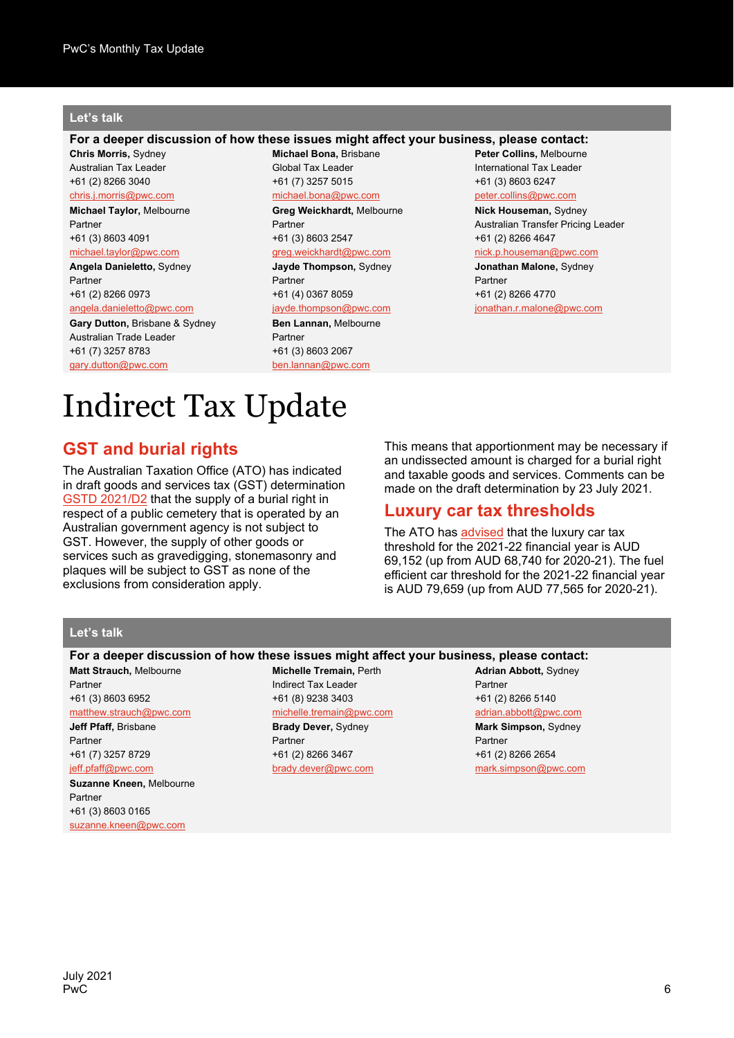## Let's talk

**For a deeper discussion of how these issues might affect your business, please contact:**

**Chris Morris,** Sydney
Australian Tax Leader
+61 (2) 8266 3040
chris.j.morris@pwc.com

**Michael Taylor,** Melbourne
Partner
+61 (3) 8603 4091
michael.taylor@pwc.com

**Angela Danieletto,** Sydney
Partner
+61 (2) 8266 0973
angela.danieletto@pwc.com

**Gary Dutton,** Brisbane & Sydney
Australian Trade Leader
+61 (7) 3257 8783
gary.dutton@pwc.com

**Michael Bona,** Brisbane
Global Tax Leader
+61 (7) 3257 5015
michael.bona@pwc.com

**Greg Weickhardt,** Melbourne
Partner
+61 (3) 8603 2547
greg.weickhardt@pwc.com

**Jayde Thompson,** Sydney
Partner
+61 (4) 0367 8059
jayde.thompson@pwc.com

**Ben Lannan,** Melbourne
Partner
+61 (3) 8603 2067
ben.lannan@pwc.com

**Peter Collins,** Melbourne
International Tax Leader
+61 (3) 8603 6247
peter.collins@pwc.com

**Nick Houseman,** Sydney
Australian Transfer Pricing Leader
+61 (2) 8266 4647
nick.p.houseman@pwc.com

**Jonathan Malone,** Sydney
Partner
+61 (2) 8266 4770
jonathan.r.malone@pwc.com

# Indirect Tax Update

## GST and burial rights

The Australian Taxation Office (ATO) has indicated in draft goods and services tax (GST) determination GSTD 2021/D2 that the supply of a burial right in respect of a public cemetery that is operated by an Australian government agency is not subject to GST. However, the supply of other goods or services such as gravedigging, stonemasonry and plaques will be subject to GST as none of the exclusions from consideration apply.

This means that apportionment may be necessary if an undissected amount is charged for a burial right and taxable goods and services. Comments can be made on the draft determination by 23 July 2021.

## Luxury car tax thresholds

The ATO has advised that the luxury car tax threshold for the 2021-22 financial year is AUD 69,152 (up from AUD 68,740 for 2020-21). The fuel efficient car threshold for the 2021-22 financial year is AUD 79,659 (up from AUD 77,565 for 2020-21).

## Let's talk

**For a deeper discussion of how these issues might affect your business, please contact:**

**Matt Strauch,** Melbourne
Partner
+61 (3) 8603 6952
matthew.strauch@pwc.com

**Jeff Pfaff,** Brisbane
Partner
+61 (7) 3257 8729
jeff.pfaff@pwc.com

**Suzanne Kneen,** Melbourne
Partner
+61 (3) 8603 0165
suzanne.kneen@pwc.com

**Michelle Tremain,** Perth
Indirect Tax Leader
+61 (8) 9238 3403
michelle.tremain@pwc.com

**Brady Dever,** Sydney
Partner
+61 (2) 8266 3467
brady.dever@pwc.com

**Adrian Abbott,** Sydney
Partner
+61 (2) 8266 5140
adrian.abbott@pwc.com

**Mark Simpson,** Sydney
Partner
+61 (2) 8266 2654
mark.simpson@pwc.com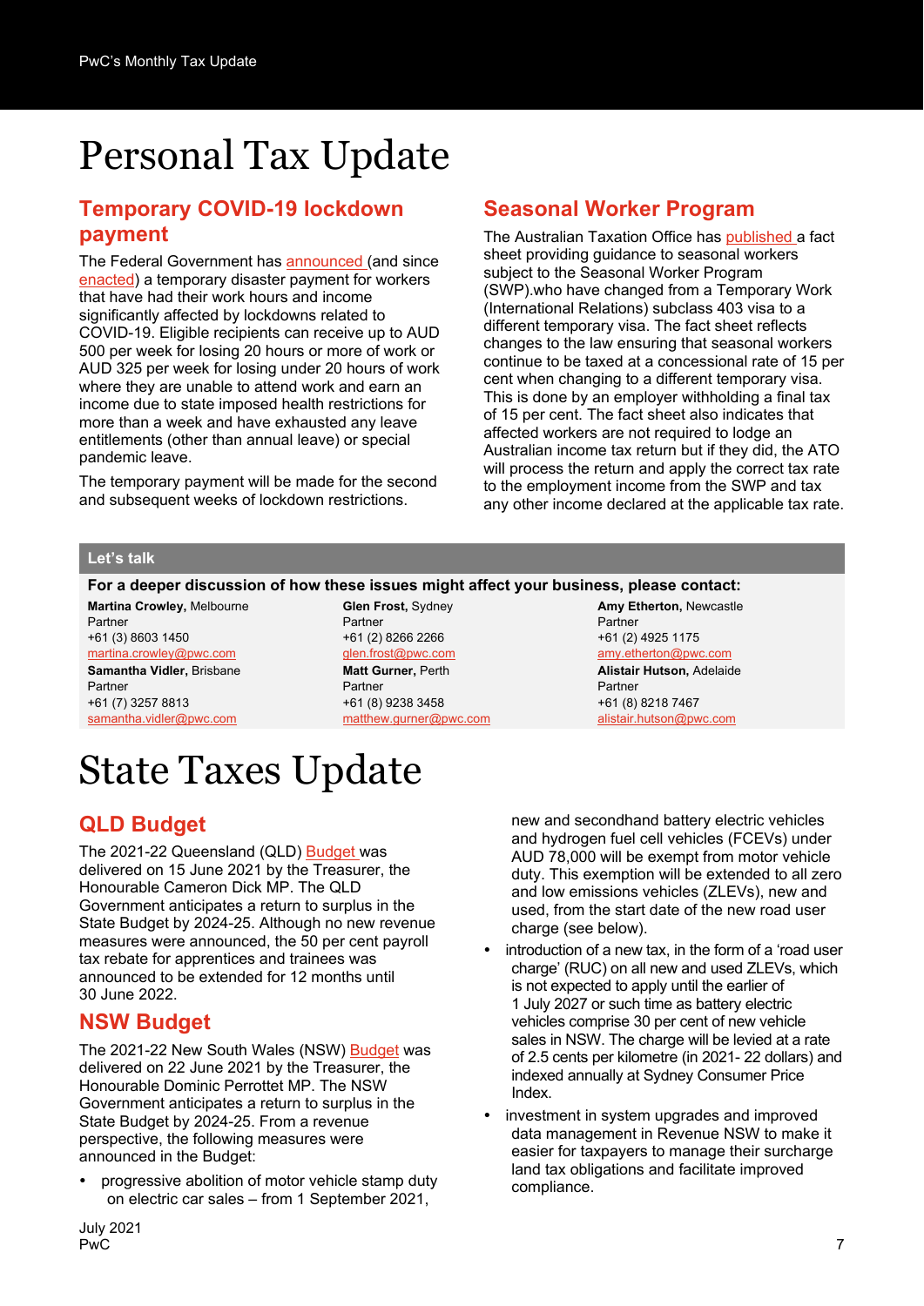# Personal Tax Update

## Temporary COVID-19 lockdown payment

The Federal Government has announced (and since enacted) a temporary disaster payment for workers that have had their work hours and income significantly affected by lockdowns related to COVID-19. Eligible recipients can receive up to AUD 500 per week for losing 20 hours or more of work or AUD 325 per week for losing under 20 hours of work where they are unable to attend work and earn an income due to state imposed health restrictions for more than a week and have exhausted any leave entitlements (other than annual leave) or special pandemic leave.

The temporary payment will be made for the second and subsequent weeks of lockdown restrictions.

## Seasonal Worker Program

The Australian Taxation Office has published a fact sheet providing guidance to seasonal workers subject to the Seasonal Worker Program (SWP).who have changed from a Temporary Work (International Relations) subclass 403 visa to a different temporary visa. The fact sheet reflects changes to the law ensuring that seasonal workers continue to be taxed at a concessional rate of 15 per cent when changing to a different temporary visa. This is done by an employer withholding a final tax of 15 per cent. The fact sheet also indicates that affected workers are not required to lodge an Australian income tax return but if they did, the ATO will process the return and apply the correct tax rate to the employment income from the SWP and tax any other income declared at the applicable tax rate.

**Let's talk**

**For a deeper discussion of how these issues might affect your business, please contact:**

| | | |
|---|---|---|
| **Martina Crowley,** Melbourne<br>Partner<br>+61 (3) 8603 1450<br>martina.crowley@pwc.com | **Glen Frost,** Sydney<br>Partner<br>+61 (2) 8266 2266<br>glen.frost@pwc.com | **Amy Etherton,** Newcastle<br>Partner<br>+61 (2) 4925 1175<br>amy.etherton@pwc.com |
| **Samantha Vidler,** Brisbane<br>Partner<br>+61 (7) 3257 8813<br>samantha.vidler@pwc.com | **Matt Gurner,** Perth<br>Partner<br>+61 (8) 9238 3458<br>matthew.gurner@pwc.com | **Alistair Hutson,** Adelaide<br>Partner<br>+61 (8) 8218 7467<br>alistair.hutson@pwc.com |

# State Taxes Update

## QLD Budget

The 2021-22 Queensland (QLD) Budget was delivered on 15 June 2021 by the Treasurer, the Honourable Cameron Dick MP. The QLD Government anticipates a return to surplus in the State Budget by 2024-25. Although no new revenue measures were announced, the 50 per cent payroll tax rebate for apprentices and trainees was announced to be extended for 12 months until 30 June 2022.

## NSW Budget

The 2021-22 New South Wales (NSW) Budget was delivered on 22 June 2021 by the Treasurer, the Honourable Dominic Perrottet MP. The NSW Government anticipates a return to surplus in the State Budget by 2024-25. From a revenue perspective, the following measures were announced in the Budget:

- progressive abolition of motor vehicle stamp duty on electric car sales – from 1 September 2021, new and secondhand battery electric vehicles and hydrogen fuel cell vehicles (FCEVs) under AUD 78,000 will be exempt from motor vehicle duty. This exemption will be extended to all zero and low emissions vehicles (ZLEVs), new and used, from the start date of the new road user charge (see below).
- introduction of a new tax, in the form of a 'road user charge' (RUC) on all new and used ZLEVs, which is not expected to apply until the earlier of 1 July 2027 or such time as battery electric vehicles comprise 30 per cent of new vehicle sales in NSW. The charge will be levied at a rate of 2.5 cents per kilometre (in 2021- 22 dollars) and indexed annually at Sydney Consumer Price Index.
- investment in system upgrades and improved data management in Revenue NSW to make it easier for taxpayers to manage their surcharge land tax obligations and facilitate improved compliance.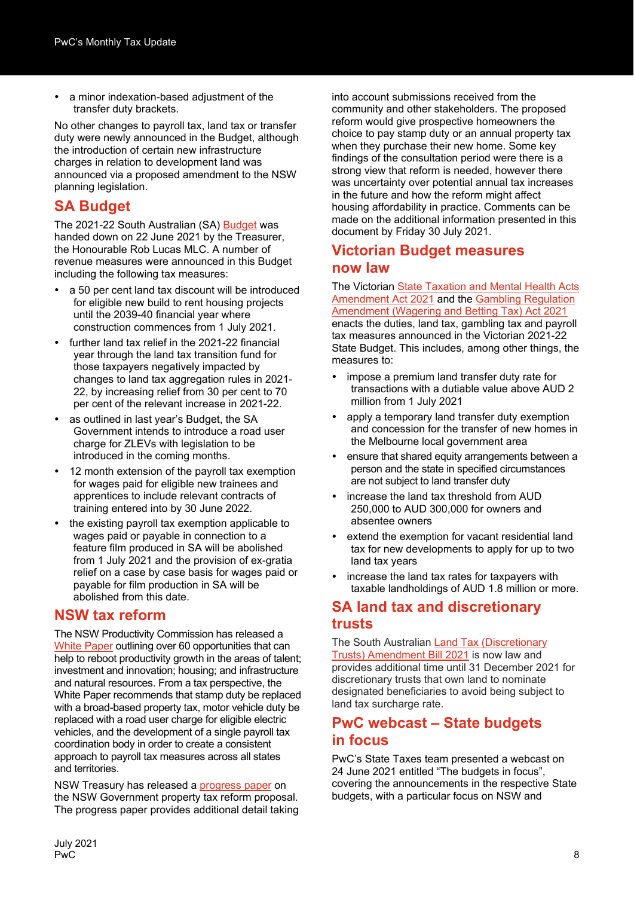- a minor indexation-based adjustment of the transfer duty brackets.

No other changes to payroll tax, land tax or transfer duty were newly announced in the Budget, although the introduction of certain new infrastructure charges in relation to development land was announced via a proposed amendment to the NSW planning legislation.

## SA Budget

The 2021-22 South Australian (SA) Budget was handed down on 22 June 2021 by the Treasurer, the Honourable Rob Lucas MLC. A number of revenue measures were announced in this Budget including the following tax measures:

- a 50 per cent land tax discount will be introduced for eligible new build to rent housing projects until the 2039-40 financial year where construction commences from 1 July 2021.
- further land tax relief in the 2021-22 financial year through the land tax transition fund for those taxpayers negatively impacted by changes to land tax aggregation rules in 2021-22, by increasing relief from 30 per cent to 70 per cent of the relevant increase in 2021-22.
- as outlined in last year's Budget, the SA Government intends to introduce a road user charge for ZLEVs with legislation to be introduced in the coming months.
- 12 month extension of the payroll tax exemption for wages paid for eligible new trainees and apprentices to include relevant contracts of training entered into by 30 June 2022.
- the existing payroll tax exemption applicable to wages paid or payable in connection to a feature film produced in SA will be abolished from 1 July 2021 and the provision of ex-gratia relief on a case by case basis for wages paid or payable for film production in SA will be abolished from this date.

## NSW tax reform

The NSW Productivity Commission has released a White Paper outlining over 60 opportunities that can help to reboot productivity growth in the areas of talent; investment and innovation; housing; and infrastructure and natural resources. From a tax perspective, the White Paper recommends that stamp duty be replaced with a broad-based property tax, motor vehicle duty be replaced with a road user charge for eligible electric vehicles, and the development of a single payroll tax coordination body in order to create a consistent approach to payroll tax measures across all states and territories.

NSW Treasury has released a progress paper on the NSW Government property tax reform proposal. The progress paper provides additional detail taking into account submissions received from the community and other stakeholders. The proposed reform would give prospective homeowners the choice to pay stamp duty or an annual property tax when they purchase their new home. Some key findings of the consultation period were there is a strong view that reform is needed, however there was uncertainty over potential annual tax increases in the future and how the reform might affect housing affordability in practice. Comments can be made on the additional information presented in this document by Friday 30 July 2021.

## Victorian Budget measures now law

The Victorian State Taxation and Mental Health Acts Amendment Act 2021 and the Gambling Regulation Amendment (Wagering and Betting Tax) Act 2021 enacts the duties, land tax, gambling tax and payroll tax measures announced in the Victorian 2021-22 State Budget. This includes, among other things, the measures to:

- impose a premium land transfer duty rate for transactions with a dutiable value above AUD 2 million from 1 July 2021
- apply a temporary land transfer duty exemption and concession for the transfer of new homes in the Melbourne local government area
- ensure that shared equity arrangements between a person and the state in specified circumstances are not subject to land transfer duty
- increase the land tax threshold from AUD 250,000 to AUD 300,000 for owners and absentee owners
- extend the exemption for vacant residential land tax for new developments to apply for up to two land tax years
- increase the land tax rates for taxpayers with taxable landholdings of AUD 1.8 million or more.

## SA land tax and discretionary trusts

The South Australian Land Tax (Discretionary Trusts) Amendment Bill 2021 is now law and provides additional time until 31 December 2021 for discretionary trusts that own land to nominate designated beneficiaries to avoid being subject to land tax surcharge rate.

## PwC webcast – State budgets in focus

PwC's State Taxes team presented a webcast on 24 June 2021 entitled "The budgets in focus", covering the announcements in the respective State budgets, with a particular focus on NSW and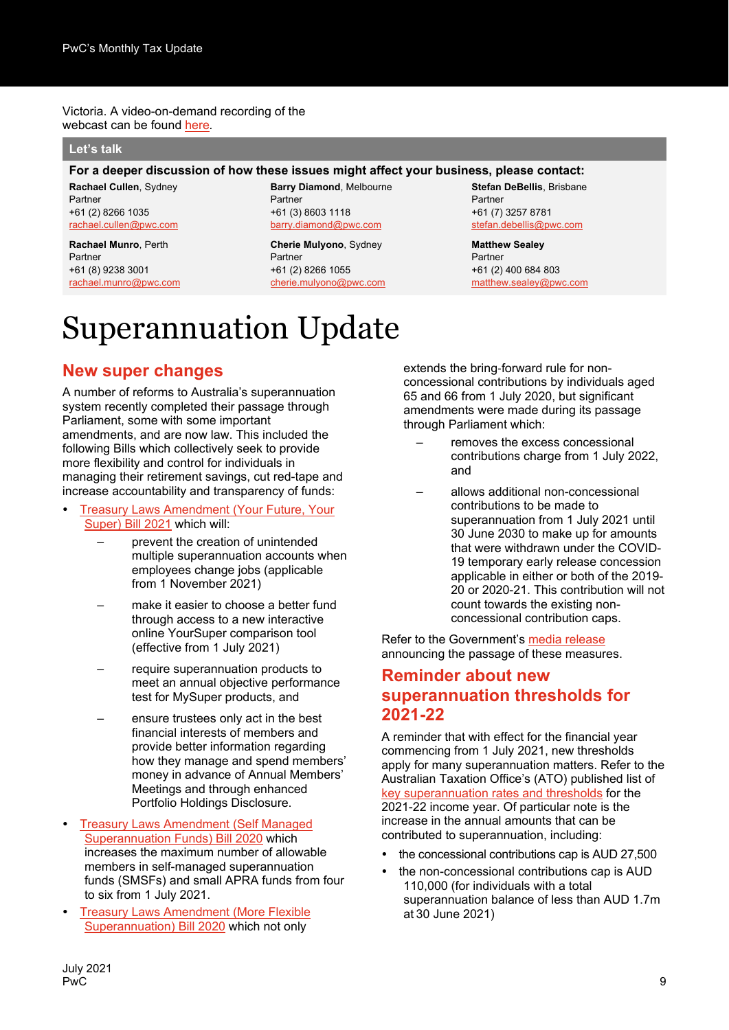Victoria. A video-on-demand recording of the webcast can be found here.

## Let's talk

**For a deeper discussion of how these issues might affect your business, please contact:**

| | | |
|---|---|---|
| **Rachael Cullen**, Sydney<br>Partner<br>+61 (2) 8266 1035<br>rachael.cullen@pwc.com | **Barry Diamond**, Melbourne<br>Partner<br>+61 (3) 8603 1118<br>barry.diamond@pwc.com | **Stefan DeBellis**, Brisbane<br>Partner<br>+61 (7) 3257 8781<br>stefan.debellis@pwc.com |
| **Rachael Munro**, Perth<br>Partner<br>+61 (8) 9238 3001<br>rachael.munro@pwc.com | **Cherie Mulyono**, Sydney<br>Partner<br>+61 (2) 8266 1055<br>cherie.mulyono@pwc.com | **Matthew Sealey**<br>Partner<br>+61 (2) 400 684 803<br>matthew.sealey@pwc.com |

# Superannuation Update

## New super changes

A number of reforms to Australia's superannuation system recently completed their passage through Parliament, some with some important amendments, and are now law. This included the following Bills which collectively seek to provide more flexibility and control for individuals in managing their retirement savings, cut red-tape and increase accountability and transparency of funds:

- Treasury Laws Amendment (Your Future, Your Super) Bill 2021 which will:
  - prevent the creation of unintended multiple superannuation accounts when employees change jobs (applicable from 1 November 2021)
  - make it easier to choose a better fund through access to a new interactive online YourSuper comparison tool (effective from 1 July 2021)
  - require superannuation products to meet an annual objective performance test for MySuper products, and
  - ensure trustees only act in the best financial interests of members and provide better information regarding how they manage and spend members' money in advance of Annual Members' Meetings and through enhanced Portfolio Holdings Disclosure.
- Treasury Laws Amendment (Self Managed Superannuation Funds) Bill 2020 which increases the maximum number of allowable members in self-managed superannuation funds (SMSFs) and small APRA funds from four to six from 1 July 2021.
- Treasury Laws Amendment (More Flexible Superannuation) Bill 2020 which not only extends the bring-forward rule for non-concessional contributions by individuals aged 65 and 66 from 1 July 2020, but significant amendments were made during its passage through Parliament which:
  - removes the excess concessional contributions charge from 1 July 2022, and
  - allows additional non-concessional contributions to be made to superannuation from 1 July 2021 until 30 June 2030 to make up for amounts that were withdrawn under the COVID-19 temporary early release concession applicable in either or both of the 2019-20 or 2020-21. This contribution will not count towards the existing non-concessional contribution caps.

Refer to the Government's media release announcing the passage of these measures.

## Reminder about new superannuation thresholds for 2021-22

A reminder that with effect for the financial year commencing from 1 July 2021, new thresholds apply for many superannuation matters. Refer to the Australian Taxation Office's (ATO) published list of key superannuation rates and thresholds for the 2021-22 income year. Of particular note is the increase in the annual amounts that can be contributed to superannuation, including:

- the concessional contributions cap is AUD 27,500
- the non-concessional contributions cap is AUD 110,000 (for individuals with a total superannuation balance of less than AUD 1.7m at 30 June 2021)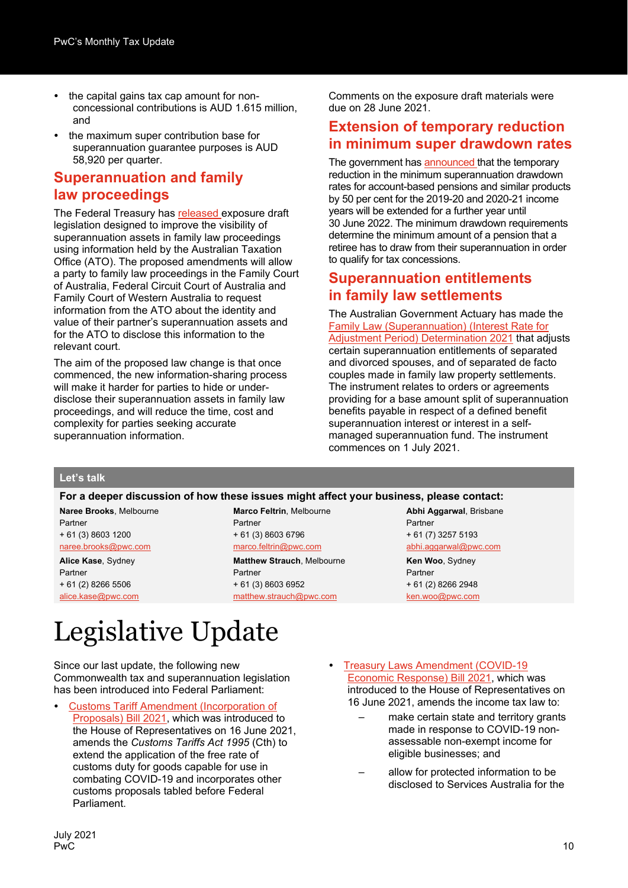- the capital gains tax cap amount for non-concessional contributions is AUD 1.615 million, and
- the maximum super contribution base for superannuation guarantee purposes is AUD 58,920 per quarter.

## Superannuation and family law proceedings

The Federal Treasury has released exposure draft legislation designed to improve the visibility of superannuation assets in family law proceedings using information held by the Australian Taxation Office (ATO). The proposed amendments will allow a party to family law proceedings in the Family Court of Australia, Federal Circuit Court of Australia and Family Court of Western Australia to request information from the ATO about the identity and value of their partner's superannuation assets and for the ATO to disclose this information to the relevant court.

The aim of the proposed law change is that once commenced, the new information-sharing process will make it harder for parties to hide or under-disclose their superannuation assets in family law proceedings, and will reduce the time, cost and complexity for parties seeking accurate superannuation information.

Comments on the exposure draft materials were due on 28 June 2021.

## Extension of temporary reduction in minimum super drawdown rates

The government has announced that the temporary reduction in the minimum superannuation drawdown rates for account-based pensions and similar products by 50 per cent for the 2019-20 and 2020-21 income years will be extended for a further year until 30 June 2022. The minimum drawdown requirements determine the minimum amount of a pension that a retiree has to draw from their superannuation in order to qualify for tax concessions.

## Superannuation entitlements in family law settlements

The Australian Government Actuary has made the Family Law (Superannuation) (Interest Rate for Adjustment Period) Determination 2021 that adjusts certain superannuation entitlements of separated and divorced spouses, and of separated de facto couples made in family law property settlements. The instrument relates to orders or agreements providing for a base amount split of superannuation benefits payable in respect of a defined benefit superannuation interest or interest in a self-managed superannuation fund. The instrument commences on 1 July 2021.

### Let's talk

**For a deeper discussion of how these issues might affect your business, please contact:**

| | | |
|---|---|---|
| **Naree Brooks**, Melbourne<br>Partner<br>+ 61 (3) 8603 1200<br>naree.brooks@pwc.com | **Marco Feltrin**, Melbourne<br>Partner<br>+ 61 (3) 8603 6796<br>marco.feltrin@pwc.com | **Abhi Aggarwal**, Brisbane<br>Partner<br>+ 61 (7) 3257 5193<br>abhi.aggarwal@pwc.com |
| **Alice Kase**, Sydney<br>Partner<br>+ 61 (2) 8266 5506<br>alice.kase@pwc.com | **Matthew Strauch**, Melbourne<br>Partner<br>+ 61 (3) 8603 6952<br>matthew.strauch@pwc.com | **Ken Woo**, Sydney<br>Partner<br>+ 61 (2) 8266 2948<br>ken.woo@pwc.com |

# Legislative Update

Since our last update, the following new Commonwealth tax and superannuation legislation has been introduced into Federal Parliament:

- Customs Tariff Amendment (Incorporation of Proposals) Bill 2021, which was introduced to the House of Representatives on 16 June 2021, amends the *Customs Tariffs Act 1995* (Cth) to extend the application of the free rate of customs duty for goods capable for use in combating COVID-19 and incorporates other customs proposals tabled before Federal Parliament.
- Treasury Laws Amendment (COVID-19 Economic Response) Bill 2021, which was introduced to the House of Representatives on 16 June 2021, amends the income tax law to:
  - make certain state and territory grants made in response to COVID-19 non-assessable non-exempt income for eligible businesses; and
  - allow for protected information to be disclosed to Services Australia for the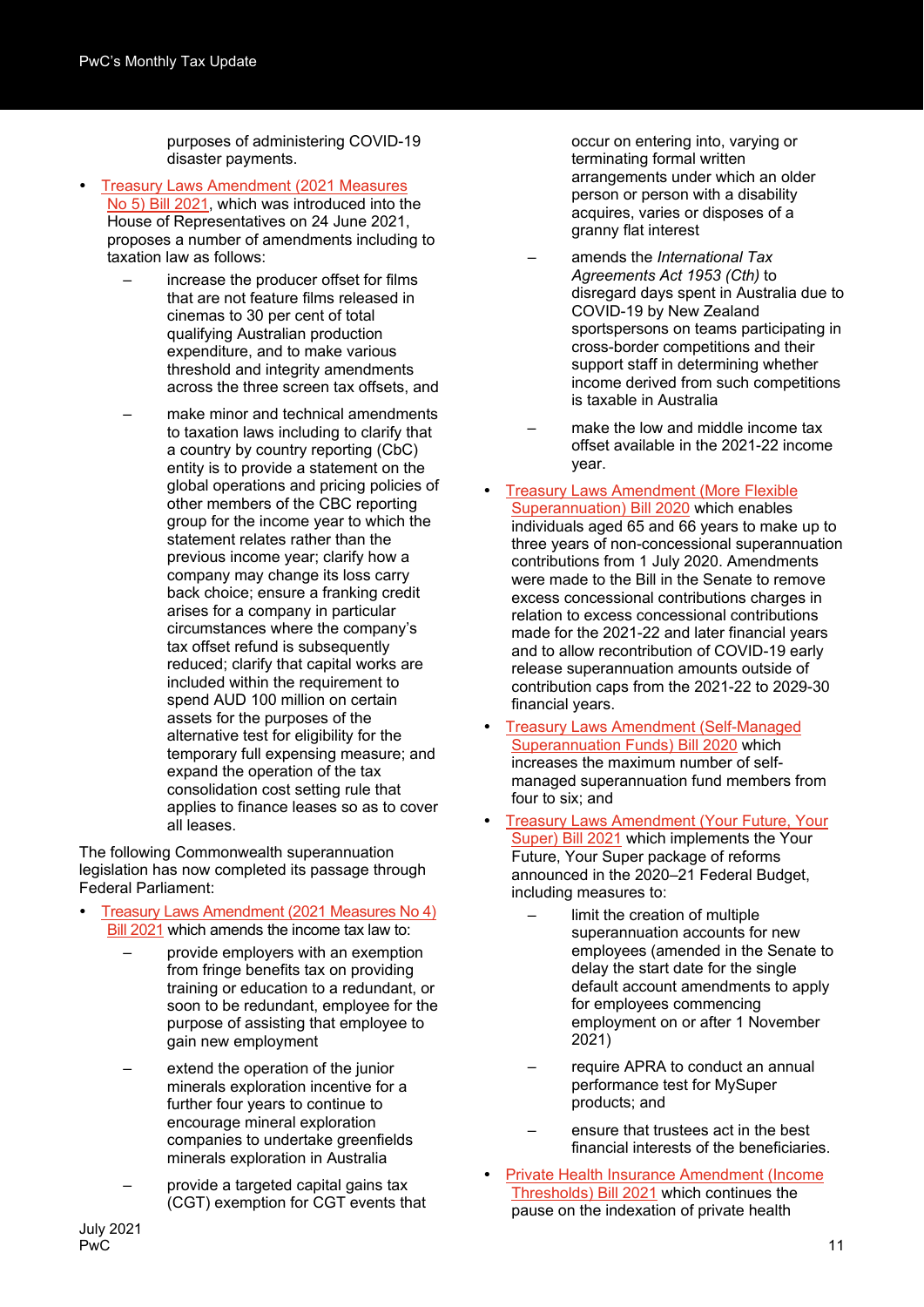purposes of administering COVID-19 disaster payments.

- Treasury Laws Amendment (2021 Measures No 5) Bill 2021, which was introduced into the House of Representatives on 24 June 2021, proposes a number of amendments including to taxation law as follows:
  - increase the producer offset for films that are not feature films released in cinemas to 30 per cent of total qualifying Australian production expenditure, and to make various threshold and integrity amendments across the three screen tax offsets, and
  - make minor and technical amendments to taxation laws including to clarify that a country by country reporting (CbC) entity is to provide a statement on the global operations and pricing policies of other members of the CBC reporting group for the income year to which the statement relates rather than the previous income year; clarify how a company may change its loss carry back choice; ensure a franking credit arises for a company in particular circumstances where the company's tax offset refund is subsequently reduced; clarify that capital works are included within the requirement to spend AUD 100 million on certain assets for the purposes of the alternative test for eligibility for the temporary full expensing measure; and expand the operation of the tax consolidation cost setting rule that applies to finance leases so as to cover all leases.

The following Commonwealth superannuation legislation has now completed its passage through Federal Parliament:

- Treasury Laws Amendment (2021 Measures No 4) Bill 2021 which amends the income tax law to:
  - provide employers with an exemption from fringe benefits tax on providing training or education to a redundant, or soon to be redundant, employee for the purpose of assisting that employee to gain new employment
  - extend the operation of the junior minerals exploration incentive for a further four years to continue to encourage mineral exploration companies to undertake greenfields minerals exploration in Australia
  - provide a targeted capital gains tax (CGT) exemption for CGT events that occur on entering into, varying or terminating formal written arrangements under which an older person or person with a disability acquires, varies or disposes of a granny flat interest
  - amends the *International Tax Agreements Act 1953 (Cth)* to disregard days spent in Australia due to COVID-19 by New Zealand sportspersons on teams participating in cross-border competitions and their support staff in determining whether income derived from such competitions is taxable in Australia
  - make the low and middle income tax offset available in the 2021-22 income year.
- Treasury Laws Amendment (More Flexible Superannuation) Bill 2020 which enables individuals aged 65 and 66 years to make up to three years of non-concessional superannuation contributions from 1 July 2020. Amendments were made to the Bill in the Senate to remove excess concessional contributions charges in relation to excess concessional contributions made for the 2021-22 and later financial years and to allow recontribution of COVID-19 early release superannuation amounts outside of contribution caps from the 2021-22 to 2029-30 financial years.
- Treasury Laws Amendment (Self-Managed Superannuation Funds) Bill 2020 which increases the maximum number of self-managed superannuation fund members from four to six; and
- Treasury Laws Amendment (Your Future, Your Super) Bill 2021 which implements the Your Future, Your Super package of reforms announced in the 2020–21 Federal Budget, including measures to:
  - limit the creation of multiple superannuation accounts for new employees (amended in the Senate to delay the start date for the single default account amendments to apply for employees commencing employment on or after 1 November 2021)
  - require APRA to conduct an annual performance test for MySuper products; and
  - ensure that trustees act in the best financial interests of the beneficiaries.
- Private Health Insurance Amendment (Income Thresholds) Bill 2021 which continues the pause on the indexation of private health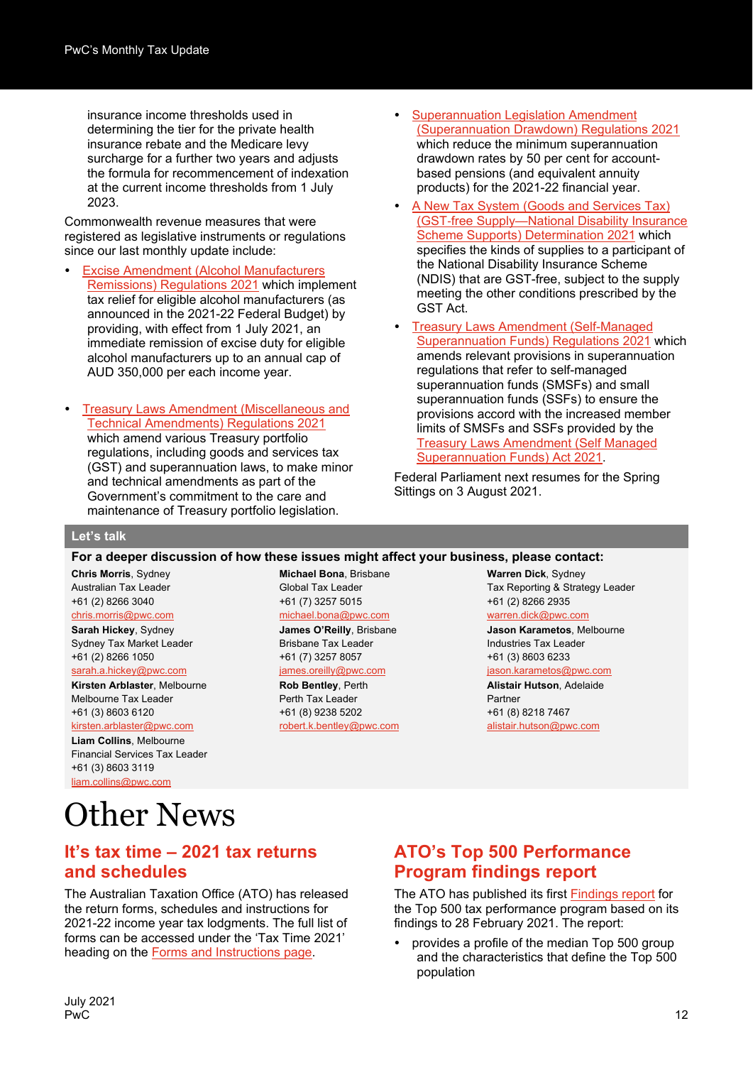insurance income thresholds used in determining the tier for the private health insurance rebate and the Medicare levy surcharge for a further two years and adjusts the formula for recommencement of indexation at the current income thresholds from 1 July 2023.

Commonwealth revenue measures that were registered as legislative instruments or regulations since our last monthly update include:

- Excise Amendment (Alcohol Manufacturers Remissions) Regulations 2021 which implement tax relief for eligible alcohol manufacturers (as announced in the 2021-22 Federal Budget) by providing, with effect from 1 July 2021, an immediate remission of excise duty for eligible alcohol manufacturers up to an annual cap of AUD 350,000 per each income year.
- Treasury Laws Amendment (Miscellaneous and Technical Amendments) Regulations 2021 which amend various Treasury portfolio regulations, including goods and services tax (GST) and superannuation laws, to make minor and technical amendments as part of the Government's commitment to the care and maintenance of Treasury portfolio legislation.
- Superannuation Legislation Amendment (Superannuation Drawdown) Regulations 2021 which reduce the minimum superannuation drawdown rates by 50 per cent for account-based pensions (and equivalent annuity products) for the 2021-22 financial year.
- A New Tax System (Goods and Services Tax) (GST-free Supply—National Disability Insurance Scheme Supports) Determination 2021 which specifies the kinds of supplies to a participant of the National Disability Insurance Scheme (NDIS) that are GST-free, subject to the supply meeting the other conditions prescribed by the GST Act.
- Treasury Laws Amendment (Self-Managed Superannuation Funds) Regulations 2021 which amends relevant provisions in superannuation regulations that refer to self-managed superannuation funds (SMSFs) and small superannuation funds (SSFs) to ensure the provisions accord with the increased member limits of SMSFs and SSFs provided by the Treasury Laws Amendment (Self Managed Superannuation Funds) Act 2021.

Federal Parliament next resumes for the Spring Sittings on 3 August 2021.

## Let's talk

**For a deeper discussion of how these issues might affect your business, please contact:**

**Chris Morris**, Sydney
Australian Tax Leader
+61 (2) 8266 3040
chris.morris@pwc.com

**Sarah Hickey**, Sydney
Sydney Tax Market Leader
+61 (2) 8266 1050
sarah.a.hickey@pwc.com

**Kirsten Arblaster**, Melbourne
Melbourne Tax Leader
+61 (3) 8603 6120
kirsten.arblaster@pwc.com

**Liam Collins**, Melbourne
Financial Services Tax Leader
+61 (3) 8603 3119
liam.collins@pwc.com

**Michael Bona**, Brisbane
Global Tax Leader
+61 (7) 3257 5015
michael.bona@pwc.com

**James O'Reilly**, Brisbane
Brisbane Tax Leader
+61 (7) 3257 8057
james.oreilly@pwc.com

**Rob Bentley**, Perth
Perth Tax Leader
+61 (8) 9238 5202
robert.k.bentley@pwc.com

**Warren Dick**, Sydney
Tax Reporting & Strategy Leader
+61 (2) 8266 2935
warren.dick@pwc.com

**Jason Karametos**, Melbourne
Industries Tax Leader
+61 (3) 8603 6233
jason.karametos@pwc.com

**Alistair Hutson**, Adelaide
Partner
+61 (8) 8218 7467
alistair.hutson@pwc.com

# Other News

## It's tax time – 2021 tax returns and schedules

The Australian Taxation Office (ATO) has released the return forms, schedules and instructions for 2021-22 income year tax lodgments. The full list of forms can be accessed under the 'Tax Time 2021' heading on the Forms and Instructions page.

## ATO's Top 500 Performance Program findings report

The ATO has published its first Findings report for the Top 500 tax performance program based on its findings to 28 February 2021. The report:

- provides a profile of the median Top 500 group and the characteristics that define the Top 500 population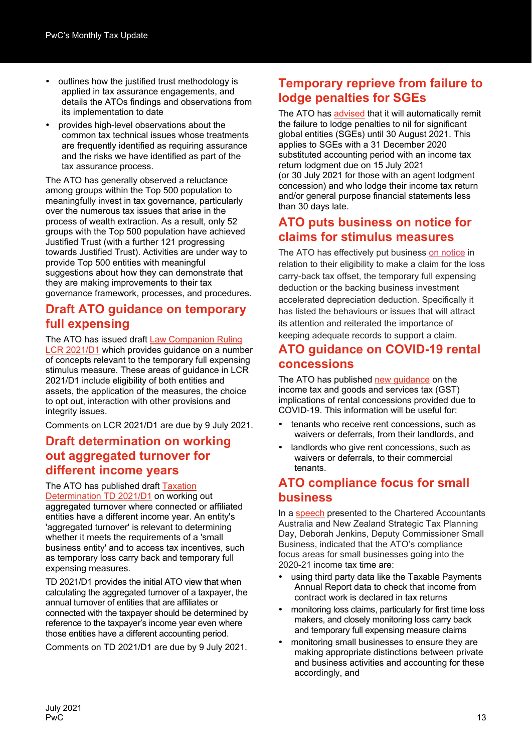- outlines how the justified trust methodology is applied in tax assurance engagements, and details the ATOs findings and observations from its implementation to date
- provides high-level observations about the common tax technical issues whose treatments are frequently identified as requiring assurance and the risks we have identified as part of the tax assurance process.

The ATO has generally observed a reluctance among groups within the Top 500 population to meaningfully invest in tax governance, particularly over the numerous tax issues that arise in the process of wealth extraction. As a result, only 52 groups with the Top 500 population have achieved Justified Trust (with a further 121 progressing towards Justified Trust). Activities are under way to provide Top 500 entities with meaningful suggestions about how they can demonstrate that they are making improvements to their tax governance framework, processes, and procedures.

## Draft ATO guidance on temporary full expensing

The ATO has issued draft Law Companion Ruling LCR 2021/D1 which provides guidance on a number of concepts relevant to the temporary full expensing stimulus measure. These areas of guidance in LCR 2021/D1 include eligibility of both entities and assets, the application of the measures, the choice to opt out, interaction with other provisions and integrity issues.

Comments on LCR 2021/D1 are due by 9 July 2021.

## Draft determination on working out aggregated turnover for different income years

The ATO has published draft Taxation Determination TD 2021/D1 on working out aggregated turnover where connected or affiliated entities have a different income year. An entity's 'aggregated turnover' is relevant to determining whether it meets the requirements of a 'small business entity' and to access tax incentives, such as temporary loss carry back and temporary full expensing measures.

TD 2021/D1 provides the initial ATO view that when calculating the aggregated turnover of a taxpayer, the annual turnover of entities that are affiliates or connected with the taxpayer should be determined by reference to the taxpayer's income year even where those entities have a different accounting period.

Comments on TD 2021/D1 are due by 9 July 2021.

## Temporary reprieve from failure to lodge penalties for SGEs

The ATO has advised that it will automatically remit the failure to lodge penalties to nil for significant global entities (SGEs) until 30 August 2021. This applies to SGEs with a 31 December 2020 substituted accounting period with an income tax return lodgment due on 15 July 2021 (or 30 July 2021 for those with an agent lodgment concession) and who lodge their income tax return and/or general purpose financial statements less than 30 days late.

## ATO puts business on notice for claims for stimulus measures

The ATO has effectively put business on notice in relation to their eligibility to make a claim for the loss carry-back tax offset, the temporary full expensing deduction or the backing business investment accelerated depreciation deduction. Specifically it has listed the behaviours or issues that will attract its attention and reiterated the importance of keeping adequate records to support a claim.

## ATO guidance on COVID-19 rental concessions

The ATO has published new guidance on the income tax and goods and services tax (GST) implications of rental concessions provided due to COVID-19. This information will be useful for:

- tenants who receive rent concessions, such as waivers or deferrals, from their landlords, and
- landlords who give rent concessions, such as waivers or deferrals, to their commercial tenants.

## ATO compliance focus for small business

In a speech presented to the Chartered Accountants Australia and New Zealand Strategic Tax Planning Day, Deborah Jenkins, Deputy Commissioner Small Business, indicated that the ATO's compliance focus areas for small businesses going into the 2020-21 income tax time are:

- using third party data like the Taxable Payments Annual Report data to check that income from contract work is declared in tax returns
- monitoring loss claims, particularly for first time loss makers, and closely monitoring loss carry back and temporary full expensing measure claims
- monitoring small businesses to ensure they are making appropriate distinctions between private and business activities and accounting for these accordingly, and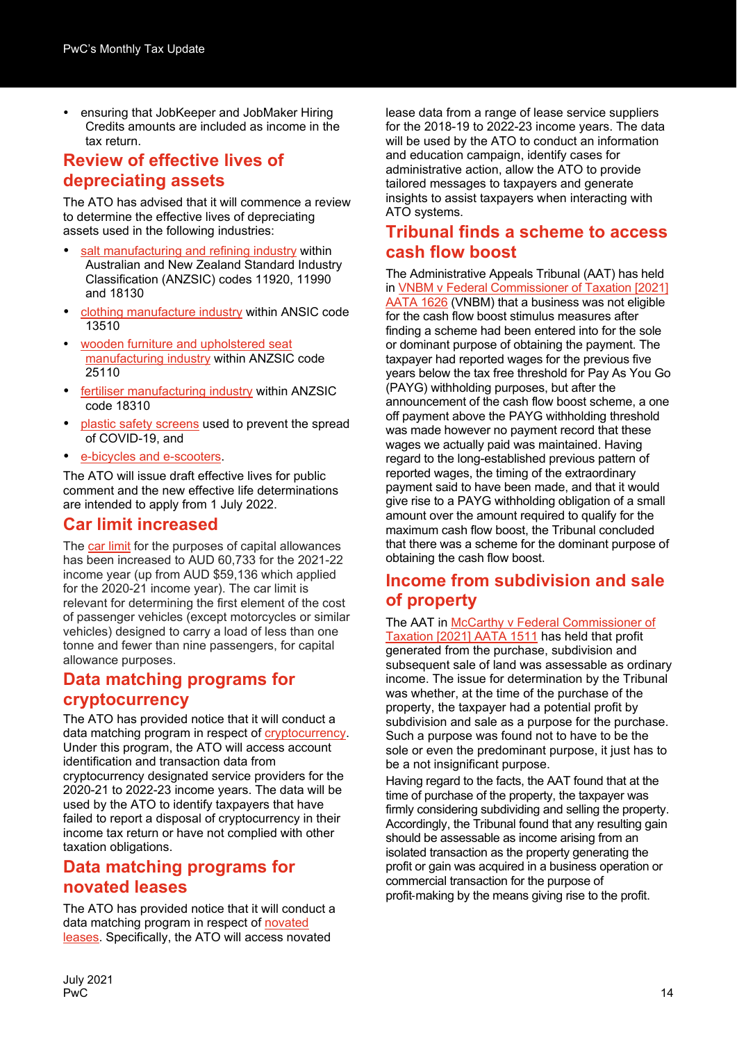- ensuring that JobKeeper and JobMaker Hiring Credits amounts are included as income in the tax return.

## Review of effective lives of depreciating assets

The ATO has advised that it will commence a review to determine the effective lives of depreciating assets used in the following industries:

- salt manufacturing and refining industry within Australian and New Zealand Standard Industry Classification (ANZSIC) codes 11920, 11990 and 18130
- clothing manufacture industry within ANSIC code 13510
- wooden furniture and upholstered seat manufacturing industry within ANZSIC code 25110
- fertiliser manufacturing industry within ANZSIC code 18310
- plastic safety screens used to prevent the spread of COVID-19, and
- e-bicycles and e-scooters.

The ATO will issue draft effective lives for public comment and the new effective life determinations are intended to apply from 1 July 2022.

## Car limit increased

The car limit for the purposes of capital allowances has been increased to AUD 60,733 for the 2021-22 income year (up from AUD $59,136 which applied for the 2020-21 income year). The car limit is relevant for determining the first element of the cost of passenger vehicles (except motorcycles or similar vehicles) designed to carry a load of less than one tonne and fewer than nine passengers, for capital allowance purposes.

## Data matching programs for cryptocurrency

The ATO has provided notice that it will conduct a data matching program in respect of cryptocurrency. Under this program, the ATO will access account identification and transaction data from cryptocurrency designated service providers for the 2020-21 to 2022-23 income years. The data will be used by the ATO to identify taxpayers that have failed to report a disposal of cryptocurrency in their income tax return or have not complied with other taxation obligations.

## Data matching programs for novated leases

The ATO has provided notice that it will conduct a data matching program in respect of novated leases. Specifically, the ATO will access novated lease data from a range of lease service suppliers for the 2018-19 to 2022-23 income years. The data will be used by the ATO to conduct an information and education campaign, identify cases for administrative action, allow the ATO to provide tailored messages to taxpayers and generate insights to assist taxpayers when interacting with ATO systems.

## Tribunal finds a scheme to access cash flow boost

The Administrative Appeals Tribunal (AAT) has held in VNBM v Federal Commissioner of Taxation [2021] AATA 1626 (VNBM) that a business was not eligible for the cash flow boost stimulus measures after finding a scheme had been entered into for the sole or dominant purpose of obtaining the payment. The taxpayer had reported wages for the previous five years below the tax free threshold for Pay As You Go (PAYG) withholding purposes, but after the announcement of the cash flow boost scheme, a one off payment above the PAYG withholding threshold was made however no payment record that these wages we actually paid was maintained. Having regard to the long-established previous pattern of reported wages, the timing of the extraordinary payment said to have been made, and that it would give rise to a PAYG withholding obligation of a small amount over the amount required to qualify for the maximum cash flow boost, the Tribunal concluded that there was a scheme for the dominant purpose of obtaining the cash flow boost.

## Income from subdivision and sale of property

The AAT in McCarthy v Federal Commissioner of Taxation [2021] AATA 1511 has held that profit generated from the purchase, subdivision and subsequent sale of land was assessable as ordinary income. The issue for determination by the Tribunal was whether, at the time of the purchase of the property, the taxpayer had a potential profit by subdivision and sale as a purpose for the purchase. Such a purpose was found not to have to be the sole or even the predominant purpose, it just has to be a not insignificant purpose.

Having regard to the facts, the AAT found that at the time of purchase of the property, the taxpayer was firmly considering subdividing and selling the property. Accordingly, the Tribunal found that any resulting gain should be assessable as income arising from an isolated transaction as the property generating the profit or gain was acquired in a business operation or commercial transaction for the purpose of profit-making by the means giving rise to the profit.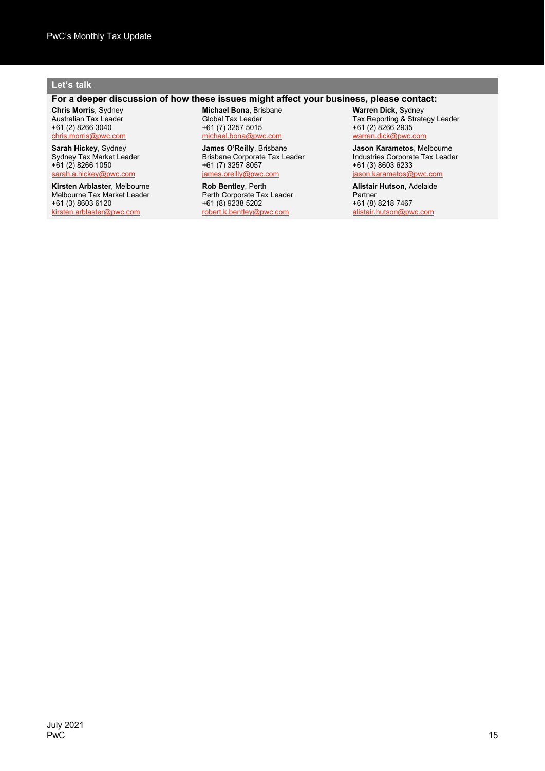## Let's talk

**For a deeper discussion of how these issues might affect your business, please contact:**

**Chris Morris**, Sydney
Australian Tax Leader
+61 (2) 8266 3040
chris.morris@pwc.com

**Sarah Hickey**, Sydney
Sydney Tax Market Leader
+61 (2) 8266 1050
sarah.a.hickey@pwc.com

**Kirsten Arblaster**, Melbourne
Melbourne Tax Market Leader
+61 (3) 8603 6120
kirsten.arblaster@pwc.com

**Michael Bona**, Brisbane
Global Tax Leader
+61 (7) 3257 5015
michael.bona@pwc.com

**James O'Reilly**, Brisbane
Brisbane Corporate Tax Leader
+61 (7) 3257 8057
james.oreilly@pwc.com

**Rob Bentley**, Perth
Perth Corporate Tax Leader
+61 (8) 9238 5202
robert.k.bentley@pwc.com

**Warren Dick**, Sydney
Tax Reporting & Strategy Leader
+61 (2) 8266 2935
warren.dick@pwc.com

**Jason Karametos**, Melbourne
Industries Corporate Tax Leader
+61 (3) 8603 6233
jason.karametos@pwc.com

**Alistair Hutson**, Adelaide
Partner
+61 (8) 8218 7467
alistair.hutson@pwc.com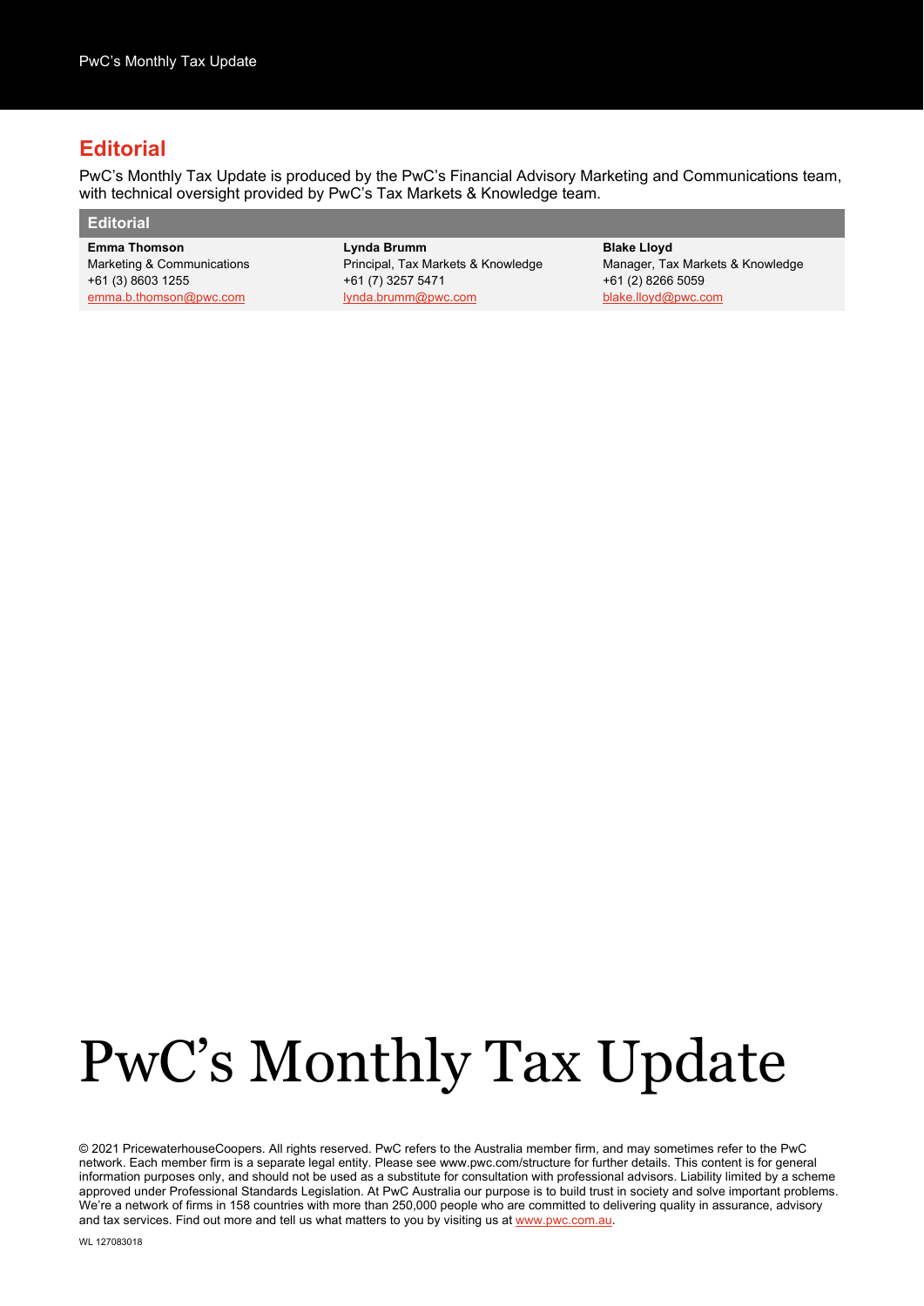## Editorial

PwC's Monthly Tax Update is produced by the PwC's Financial Advisory Marketing and Communications team, with technical oversight provided by PwC's Tax Markets & Knowledge team.

| Editorial | | |
|---|---|---|
| **Emma Thomson**<br>Marketing & Communications<br>+61 (3) 8603 1255<br>emma.b.thomson@pwc.com | **Lynda Brumm**<br>Principal, Tax Markets & Knowledge<br>+61 (7) 3257 5471<br>lynda.brumm@pwc.com | **Blake Lloyd**<br>Manager, Tax Markets & Knowledge<br>+61 (2) 8266 5059<br>blake.lloyd@pwc.com |

# PwC's Monthly Tax Update

© 2021 PricewaterhouseCoopers. All rights reserved. PwC refers to the Australia member firm, and may sometimes refer to the PwC network. Each member firm is a separate legal entity. Please see www.pwc.com/structure for further details. This content is for general information purposes only, and should not be used as a substitute for consultation with professional advisors. Liability limited by a scheme approved under Professional Standards Legislation. At PwC Australia our purpose is to build trust in society and solve important problems. We're a network of firms in 158 countries with more than 250,000 people who are committed to delivering quality in assurance, advisory and tax services. Find out more and tell us what matters to you by visiting us at www.pwc.com.au.

WL 127083018